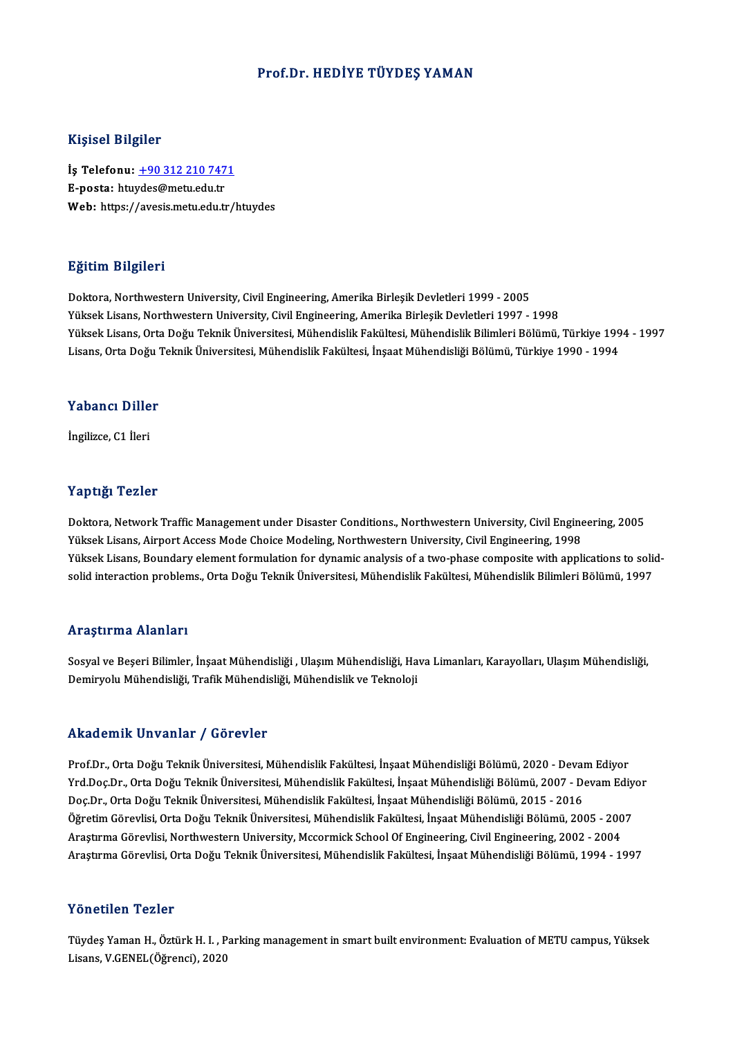# Prof.Dr. HEDİYE TÜYDEŞ YAMAN

## Kişisel Bilgiler

**İş Telefonu:** +90 312 210 7471
**E-posta:** htuydes@metu.edu.tr
**Web:** https://avesis.metu.edu.tr/htuydes

## Eğitim Bilgileri

Doktora, Northwestern University, Civil Engineering, Amerika Birleşik Devletleri 1999 - 2005
Yüksek Lisans, Northwestern University, Civil Engineering, Amerika Birleşik Devletleri 1997 - 1998
Yüksek Lisans, Orta Doğu Teknik Üniversitesi, Mühendislik Fakültesi, Mühendislik Bilimleri Bölümü, Türkiye 1994 - 1997
Lisans, Orta Doğu Teknik Üniversitesi, Mühendislik Fakültesi, İnşaat Mühendisliği Bölümü, Türkiye 1990 - 1994

## Yabancı Diller

İngilizce, C1 İleri

## Yaptığı Tezler

Doktora, Network Traffic Management under Disaster Conditions., Northwestern University, Civil Engineering, 2005
Yüksek Lisans, Airport Access Mode Choice Modeling, Northwestern University, Civil Engineering, 1998
Yüksek Lisans, Boundary element formulation for dynamic analysis of a two-phase composite with applications to solid-solid interaction problems., Orta Doğu Teknik Üniversitesi, Mühendislik Fakültesi, Mühendislik Bilimleri Bölümü, 1997

## Araştırma Alanları

Sosyal ve Beşeri Bilimler, İnşaat Mühendisliği , Ulaşım Mühendisliği, Hava Limanları, Karayolları, Ulaşım Mühendisliği, Demiryolu Mühendisliği, Trafik Mühendisliği, Mühendislik ve Teknoloji

## Akademik Unvanlar / Görevler

Prof.Dr., Orta Doğu Teknik Üniversitesi, Mühendislik Fakültesi, İnşaat Mühendisliği Bölümü, 2020 - Devam Ediyor
Yrd.Doç.Dr., Orta Doğu Teknik Üniversitesi, Mühendislik Fakültesi, İnşaat Mühendisliği Bölümü, 2007 - Devam Ediyor
Doç.Dr., Orta Doğu Teknik Üniversitesi, Mühendislik Fakültesi, İnşaat Mühendisliği Bölümü, 2015 - 2016
Öğretim Görevlisi, Orta Doğu Teknik Üniversitesi, Mühendislik Fakültesi, İnşaat Mühendisliği Bölümü, 2005 - 2007
Araştırma Görevlisi, Northwestern University, Mccormick School Of Engineering, Civil Engineering, 2002 - 2004
Araştırma Görevlisi, Orta Doğu Teknik Üniversitesi, Mühendislik Fakültesi, İnşaat Mühendisliği Bölümü, 1994 - 1997

## Yönetilen Tezler

Tüydeş Yaman H., Öztürk H. I. , Parking management in smart built environment: Evaluation of METU campus, Yüksek Lisans, V.GENEL(Öğrenci), 2020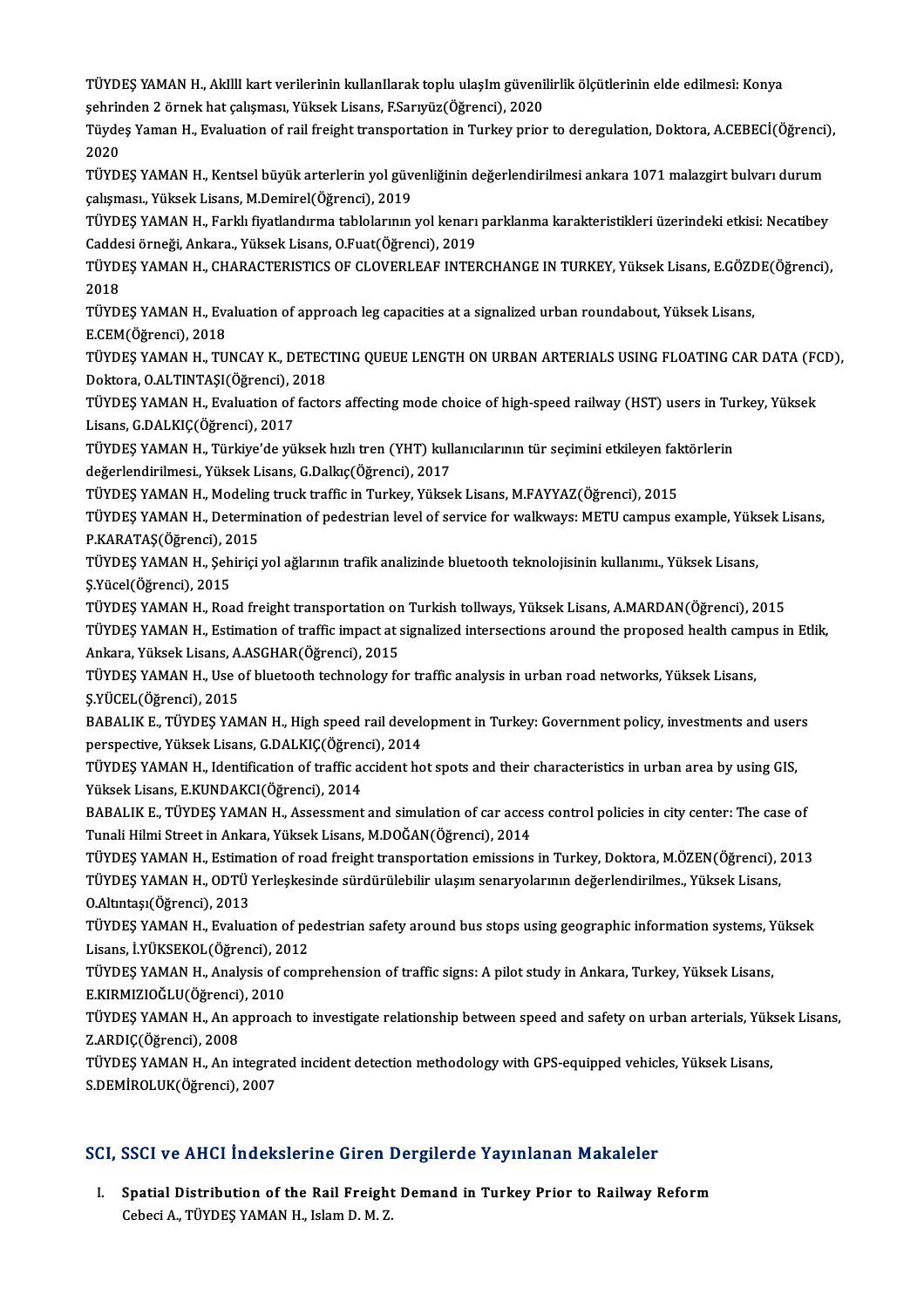TÜYDEŞ YAMAN H., AkIllI kart verilerinin kullanIlarak toplu ulaşIm güvenilirlik ölçütlerinin elde edilmesi: Konya şehrinden 2 örnek hat çalışması, Yüksek Lisans, F.Sarıyüz(Öğrenci), 2020

Tüydeş Yaman H., Evaluation of rail freight transportation in Turkey prior to deregulation, Doktora, A.CEBECİ(Öğrenci), 2020

TÜYDEŞ YAMAN H., Kentsel büyük arterlerin yol güvenliğinin değerlendirilmesi ankara 1071 malazgirt bulvarı durum çalışması., Yüksek Lisans, M.Demirel(Öğrenci), 2019

TÜYDEŞ YAMAN H., Farklı fiyatlandırma tablolarının yol kenarı parklanma karakteristikleri üzerindeki etkisi: Necatibey Caddesi örneği, Ankara., Yüksek Lisans, O.Fuat(Öğrenci), 2019

TÜYDEŞ YAMAN H., CHARACTERISTICS OF CLOVERLEAF INTERCHANGE IN TURKEY, Yüksek Lisans, E.GÖZDE(Öğrenci), 2018

TÜYDEŞ YAMAN H., Evaluation of approach leg capacities at a signalized urban roundabout, Yüksek Lisans, E.CEM(Öğrenci), 2018

TÜYDEŞ YAMAN H., TUNCAY K., DETECTING QUEUE LENGTH ON URBAN ARTERIALS USING FLOATING CAR DATA (FCD), Doktora, O.ALTINTAŞI(Öğrenci), 2018

TÜYDEŞ YAMAN H., Evaluation of factors affecting mode choice of high-speed railway (HST) users in Turkey, Yüksek Lisans, G.DALKIÇ(Öğrenci), 2017

TÜYDEŞ YAMAN H., Türkiye'de yüksek hızlı tren (YHT) kullanıcılarının tür seçimini etkileyen faktörlerin değerlendirilmesi., Yüksek Lisans, G.Dalkıç(Öğrenci), 2017

TÜYDEŞ YAMAN H., Modeling truck traffic in Turkey, Yüksek Lisans, M.FAYYAZ(Öğrenci), 2015

TÜYDEŞ YAMAN H., Determination of pedestrian level of service for walkways: METU campus example, Yüksek Lisans, P.KARATAŞ(Öğrenci), 2015

TÜYDEŞ YAMAN H., Şehiriçi yol ağlarının trafik analizinde bluetooth teknolojisinin kullanımı., Yüksek Lisans, Ş.Yücel(Öğrenci), 2015

TÜYDEŞ YAMAN H., Road freight transportation on Turkish tollways, Yüksek Lisans, A.MARDAN(Öğrenci), 2015

TÜYDEŞ YAMAN H., Estimation of traffic impact at signalized intersections around the proposed health campus in Etlik, Ankara, Yüksek Lisans, A.ASGHAR(Öğrenci), 2015

TÜYDEŞ YAMAN H., Use of bluetooth technology for traffic analysis in urban road networks, Yüksek Lisans, Ş.YÜCEL(Öğrenci), 2015

BABALIK E., TÜYDEŞ YAMAN H., High speed rail development in Turkey: Government policy, investments and users perspective, Yüksek Lisans, G.DALKIÇ(Öğrenci), 2014

TÜYDEŞ YAMAN H., Identification of traffic accident hot spots and their characteristics in urban area by using GIS, Yüksek Lisans, E.KUNDAKCI(Öğrenci), 2014

BABALIK E., TÜYDEŞ YAMAN H., Assessment and simulation of car access control policies in city center: The case of Tunali Hilmi Street in Ankara, Yüksek Lisans, M.DOĞAN(Öğrenci), 2014

TÜYDEŞ YAMAN H., Estimation of road freight transportation emissions in Turkey, Doktora, M.ÖZEN(Öğrenci), 2013

TÜYDEŞ YAMAN H., ODTÜ Yerleşkesinde sürdürülebilir ulaşım senaryolarının değerlendirilmes., Yüksek Lisans, O.Altıntaşı(Öğrenci), 2013

TÜYDEŞ YAMAN H., Evaluation of pedestrian safety around bus stops using geographic information systems, Yüksek Lisans, İ.YÜKSEKOL(Öğrenci), 2012

TÜYDEŞ YAMAN H., Analysis of comprehension of traffic signs: A pilot study in Ankara, Turkey, Yüksek Lisans, E.KIRMIZIOĞLU(Öğrenci), 2010

TÜYDEŞ YAMAN H., An approach to investigate relationship between speed and safety on urban arterials, Yüksek Lisans, Z.ARDIÇ(Öğrenci), 2008

TÜYDEŞ YAMAN H., An integrated incident detection methodology with GPS-equipped vehicles, Yüksek Lisans, S.DEMİROLUK(Öğrenci), 2007

## SCI, SSCI ve AHCI İndekslerine Giren Dergilerde Yayınlanan Makaleler

I. **Spatial Distribution of the Rail Freight Demand in Turkey Prior to Railway Reform**
   Cebeci A., TÜYDEŞ YAMAN H., Islam D. M. Z.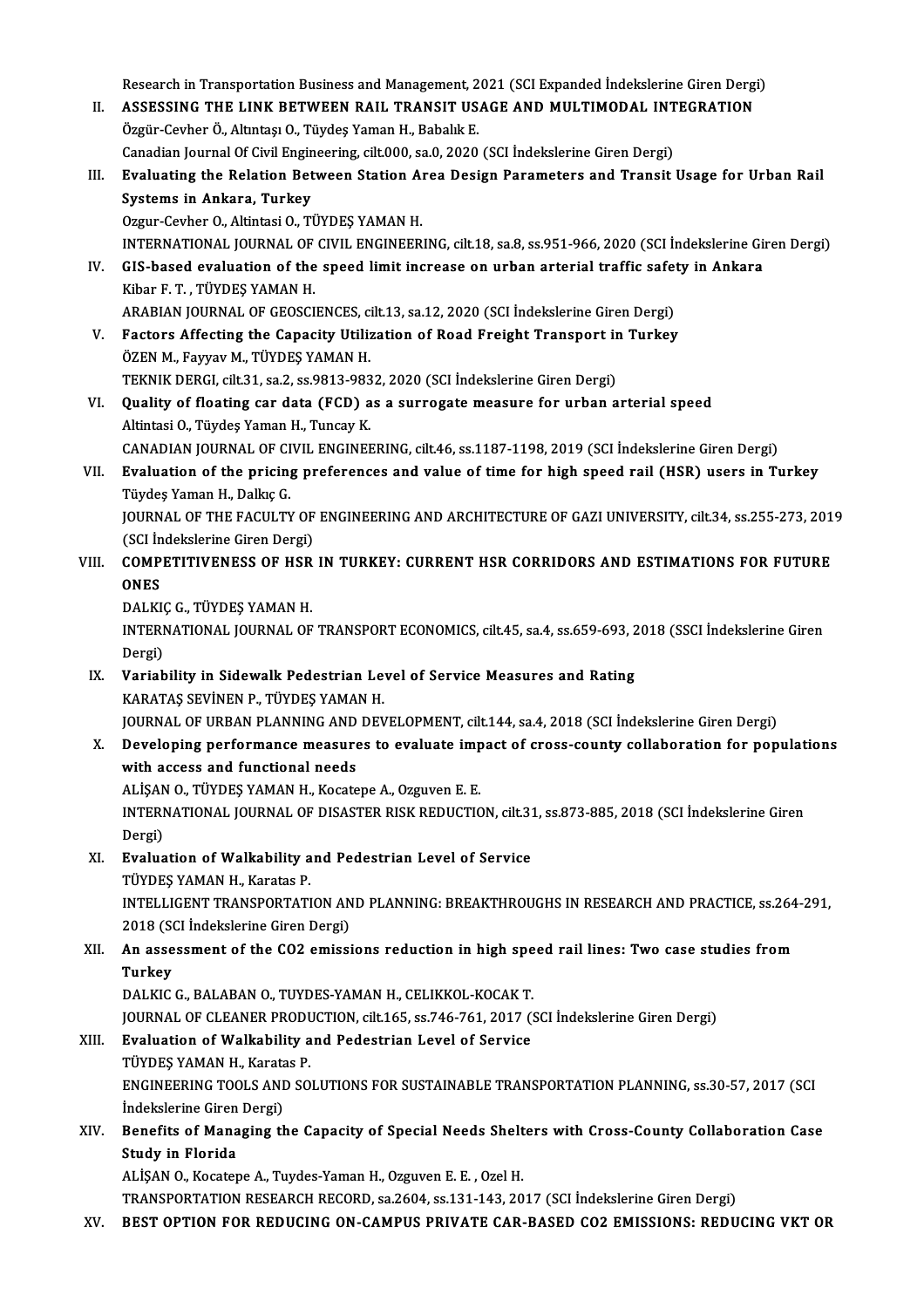Research in Transportation Business and Management, 2021 (SCI Expanded İndekslerine Giren Dergi)

II. **ASSESSING THE LINK BETWEEN RAIL TRANSIT USAGE AND MULTIMODAL INTEGRATION**
Özgür-Cevher Ö., Altıntaşı O., Tüydeş Yaman H., Babalık E.
Canadian Journal Of Civil Engineering, cilt.000, sa.0, 2020 (SCI İndekslerine Giren Dergi)

III. **Evaluating the Relation Between Station Area Design Parameters and Transit Usage for Urban Rail Systems in Ankara, Turkey**
Ozgur-Cevher O., Altintasi O., TÜYDEŞ YAMAN H.
INTERNATIONAL JOURNAL OF CIVIL ENGINEERING, cilt.18, sa.8, ss.951-966, 2020 (SCI İndekslerine Giren Dergi)

IV. **GIS-based evaluation of the speed limit increase on urban arterial traffic safety in Ankara**
Kibar F. T. , TÜYDEŞ YAMAN H.
ARABIAN JOURNAL OF GEOSCIENCES, cilt.13, sa.12, 2020 (SCI İndekslerine Giren Dergi)

V. **Factors Affecting the Capacity Utilization of Road Freight Transport in Turkey**
ÖZEN M., Fayyav M., TÜYDEŞ YAMAN H.
TEKNIK DERGI, cilt.31, sa.2, ss.9813-9832, 2020 (SCI İndekslerine Giren Dergi)

VI. **Quality of floating car data (FCD) as a surrogate measure for urban arterial speed**
Altintasi O., Tüydeş Yaman H., Tuncay K.
CANADIAN JOURNAL OF CIVIL ENGINEERING, cilt.46, ss.1187-1198, 2019 (SCI İndekslerine Giren Dergi)

VII. **Evaluation of the pricing preferences and value of time for high speed rail (HSR) users in Turkey**
Tüydeş Yaman H., Dalkıç G.
JOURNAL OF THE FACULTY OF ENGINEERING AND ARCHITECTURE OF GAZI UNIVERSITY, cilt.34, ss.255-273, 2019 (SCI İndekslerine Giren Dergi)

VIII. **COMPETITIVENESS OF HSR IN TURKEY: CURRENT HSR CORRIDORS AND ESTIMATIONS FOR FUTURE ONES**
DALKIÇ G., TÜYDEŞ YAMAN H.
INTERNATIONAL JOURNAL OF TRANSPORT ECONOMICS, cilt.45, sa.4, ss.659-693, 2018 (SSCI İndekslerine Giren Dergi)

IX. **Variability in Sidewalk Pedestrian Level of Service Measures and Rating**
KARATAŞ SEVİNEN P., TÜYDEŞ YAMAN H.
JOURNAL OF URBAN PLANNING AND DEVELOPMENT, cilt.144, sa.4, 2018 (SCI İndekslerine Giren Dergi)

X. **Developing performance measures to evaluate impact of cross-county collaboration for populations with access and functional needs**
ALİŞAN O., TÜYDEŞ YAMAN H., Kocatepe A., Ozguven E. E.
INTERNATIONAL JOURNAL OF DISASTER RISK REDUCTION, cilt.31, ss.873-885, 2018 (SCI İndekslerine Giren Dergi)

XI. **Evaluation of Walkability and Pedestrian Level of Service**
TÜYDEŞ YAMAN H., Karatas P.
INTELLIGENT TRANSPORTATION AND PLANNING: BREAKTHROUGHS IN RESEARCH AND PRACTICE, ss.264-291, 2018 (SCI İndekslerine Giren Dergi)

XII. **An assessment of the CO2 emissions reduction in high speed rail lines: Two case studies from Turkey**
DALKIC G., BALABAN O., TUYDES-YAMAN H., CELIKKOL-KOCAK T.
JOURNAL OF CLEANER PRODUCTION, cilt.165, ss.746-761, 2017 (SCI İndekslerine Giren Dergi)

XIII. **Evaluation of Walkability and Pedestrian Level of Service**
TÜYDEŞ YAMAN H., Karatas P.
ENGINEERING TOOLS AND SOLUTIONS FOR SUSTAINABLE TRANSPORTATION PLANNING, ss.30-57, 2017 (SCI İndekslerine Giren Dergi)

XIV. **Benefits of Managing the Capacity of Special Needs Shelters with Cross-County Collaboration Case Study in Florida**
ALİŞAN O., Kocatepe A., Tuydes-Yaman H., Ozguven E. E. , Ozel H.
TRANSPORTATION RESEARCH RECORD, sa.2604, ss.131-143, 2017 (SCI İndekslerine Giren Dergi)

XV. **BEST OPTION FOR REDUCING ON-CAMPUS PRIVATE CAR-BASED CO2 EMISSIONS: REDUCING VKT OR**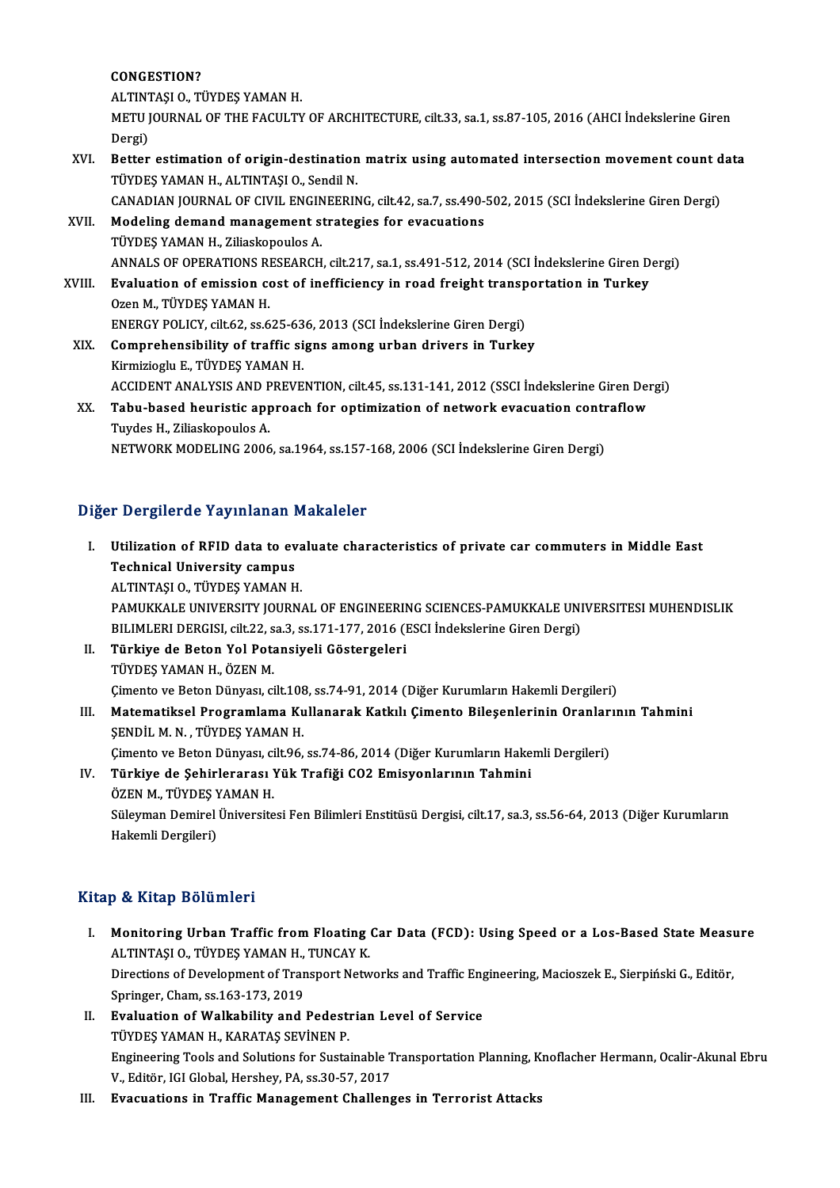CONGESTION?
ALTINTAŞI O., TÜYDEŞ YAMAN H.
METU JOURNAL OF THE FACULTY OF ARCHITECTURE, cilt.33, sa.1, ss.87-105, 2016 (AHCI İndekslerine Giren Dergi)

XVI. **Better estimation of origin-destination matrix using automated intersection movement count data**
TÜYDEŞ YAMAN H., ALTINTAŞI O., Sendil N.
CANADIAN JOURNAL OF CIVIL ENGINEERING, cilt.42, sa.7, ss.490-502, 2015 (SCI İndekslerine Giren Dergi)

XVII. **Modeling demand management strategies for evacuations**
TÜYDEŞ YAMAN H., Ziliaskopoulos A.
ANNALS OF OPERATIONS RESEARCH, cilt.217, sa.1, ss.491-512, 2014 (SCI İndekslerine Giren Dergi)

XVIII. **Evaluation of emission cost of inefficiency in road freight transportation in Turkey**
Ozen M., TÜYDEŞ YAMAN H.
ENERGY POLICY, cilt.62, ss.625-636, 2013 (SCI İndekslerine Giren Dergi)

XIX. **Comprehensibility of traffic signs among urban drivers in Turkey**
Kirmizioglu E., TÜYDEŞ YAMAN H.
ACCIDENT ANALYSIS AND PREVENTION, cilt.45, ss.131-141, 2012 (SSCI İndekslerine Giren Dergi)

XX. **Tabu-based heuristic approach for optimization of network evacuation contraflow**
Tuydes H., Ziliaskopoulos A.
NETWORK MODELING 2006, sa.1964, ss.157-168, 2006 (SCI İndekslerine Giren Dergi)

## Diğer Dergilerde Yayınlanan Makaleler

I. **Utilization of RFID data to evaluate characteristics of private car commuters in Middle East Technical University campus**
ALTINTAŞI O., TÜYDEŞ YAMAN H.
PAMUKKALE UNIVERSITY JOURNAL OF ENGINEERING SCIENCES-PAMUKKALE UNIVERSITESI MUHENDISLIK BILIMLERI DERGISI, cilt.22, sa.3, ss.171-177, 2016 (ESCI İndekslerine Giren Dergi)

II. **Türkiye de Beton Yol Potansiyeli Göstergeleri**
TÜYDEŞ YAMAN H., ÖZEN M.
Çimento ve Beton Dünyası, cilt.108, ss.74-91, 2014 (Diğer Kurumların Hakemli Dergileri)

III. **Matematiksel Programlama Kullanarak Katkılı Çimento Bileşenlerinin Oranlarının Tahmini**
ŞENDİL M. N. , TÜYDEŞ YAMAN H.
Çimento ve Beton Dünyası, cilt.96, ss.74-86, 2014 (Diğer Kurumların Hakemli Dergileri)

IV. **Türkiye de Şehirlerarası Yük Trafiği CO2 Emisyonlarının Tahmini**
ÖZEN M., TÜYDEŞ YAMAN H.
Süleyman Demirel Üniversitesi Fen Bilimleri Enstitüsü Dergisi, cilt.17, sa.3, ss.56-64, 2013 (Diğer Kurumların Hakemli Dergileri)

## Kitap & Kitap Bölümleri

I. **Monitoring Urban Traffic from Floating Car Data (FCD): Using Speed or a Los-Based State Measure**
ALTINTAŞI O., TÜYDEŞ YAMAN H., TUNCAY K.
Directions of Development of Transport Networks and Traffic Engineering, Macioszek E., Sierpiński G., Editör, Springer, Cham, ss.163-173, 2019

II. **Evaluation of Walkability and Pedestrian Level of Service**
TÜYDEŞ YAMAN H., KARATAŞ SEVİNEN P.
Engineering Tools and Solutions for Sustainable Transportation Planning, Knoflacher Hermann, Ocalir-Akunal Ebru V., Editör, IGI Global, Hershey, PA, ss.30-57, 2017

III. **Evacuations in Traffic Management Challenges in Terrorist Attacks**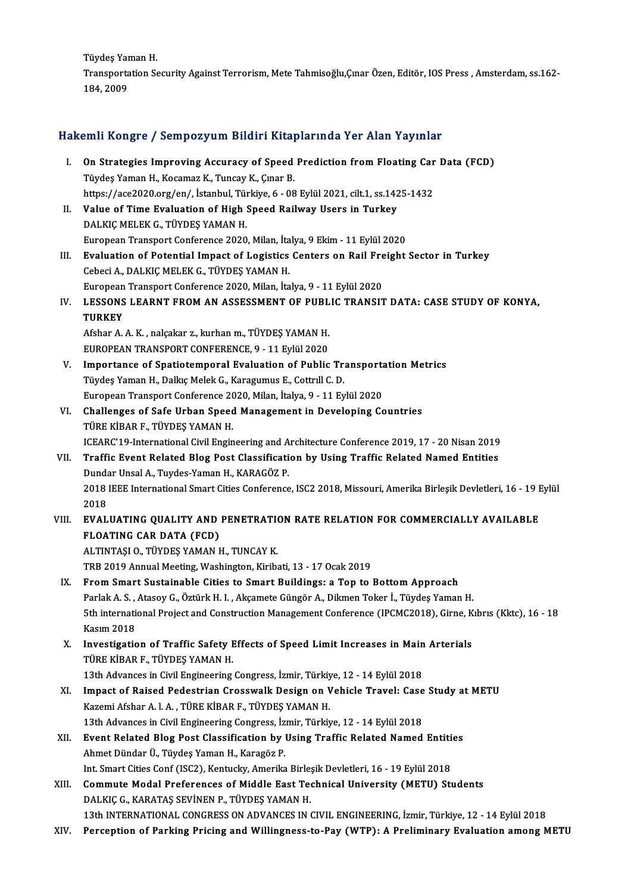Tüydeş Yaman H.
Transportation Security Against Terrorism, Mete Tahmisoğlu,Çınar Özen, Editör, IOS Press , Amsterdam, ss.162-184, 2009

## Hakemli Kongre / Sempozyum Bildiri Kitaplarında Yer Alan Yayınlar

I. **On Strategies Improving Accuracy of Speed Prediction from Floating Car Data (FCD)**
Tüydeş Yaman H., Kocamaz K., Tuncay K., Çınar B.
https://ace2020.org/en/, İstanbul, Türkiye, 6 - 08 Eylül 2021, cilt.1, ss.1425-1432

II. **Value of Time Evaluation of High Speed Railway Users in Turkey**
DALKIÇ MELEK G., TÜYDEŞ YAMAN H.
European Transport Conference 2020, Milan, İtalya, 9 Ekim - 11 Eylül 2020

III. **Evaluation of Potential Impact of Logistics Centers on Rail Freight Sector in Turkey**
Cebeci A., DALKIÇ MELEK G., TÜYDEŞ YAMAN H.
European Transport Conference 2020, Milan, İtalya, 9 - 11 Eylül 2020

IV. **LESSONS LEARNT FROM AN ASSESSMENT OF PUBLIC TRANSIT DATA: CASE STUDY OF KONYA, TURKEY**
Afshar A. A. K. , nalçakar z., kurhan m., TÜYDEŞ YAMAN H.
EUROPEAN TRANSPORT CONFERENCE, 9 - 11 Eylül 2020

V. **Importance of Spatiotemporal Evaluation of Public Transportation Metrics**
Tüydeş Yaman H., Dalkıç Melek G., Karagumus E., Cottrıll C. D.
European Transport Conference 2020, Milan, İtalya, 9 - 11 Eylül 2020

VI. **Challenges of Safe Urban Speed Management in Developing Countries**
TÜRE KİBAR F., TÜYDEŞ YAMAN H.
ICEARC'19-International Civil Engineering and Architecture Conference 2019, 17 - 20 Nisan 2019

VII. **Traffic Event Related Blog Post Classification by Using Traffic Related Named Entities**
Dundar Unsal A., Tuydes-Yaman H., KARAGÖZ P.
2018 IEEE International Smart Cities Conference, ISC2 2018, Missouri, Amerika Birleşik Devletleri, 16 - 19 Eylül 2018

VIII. **EVALUATING QUALITY AND PENETRATION RATE RELATION FOR COMMERCIALLY AVAILABLE FLOATING CAR DATA (FCD)**
ALTINTAŞI O., TÜYDEŞ YAMAN H., TUNCAY K.
TRB 2019 Annual Meeting, Washington, Kiribati, 13 - 17 Ocak 2019

IX. **From Smart Sustainable Cities to Smart Buildings: a Top to Bottom Approach**
Parlak A. S. , Atasoy G., Öztürk H. I. , Akçamete Güngör A., Dikmen Toker İ., Tüydeş Yaman H.
5th international Project and Construction Management Conference (IPCMC2018), Girne, Kıbrıs (Kktc), 16 - 18 Kasım 2018

X. **Investigation of Traffic Safety Effects of Speed Limit Increases in Main Arterials**
TÜRE KİBAR F., TÜYDEŞ YAMAN H.
13th Advances in Civil Engineering Congress, İzmir, Türkiye, 12 - 14 Eylül 2018

XI. **Impact of Raised Pedestrian Crosswalk Design on Vehicle Travel: Case Study at METU**
Kazemi Afshar A. l. A. , TÜRE KİBAR F., TÜYDEŞ YAMAN H.
13th Advances in Civil Engineering Congress, İzmir, Türkiye, 12 - 14 Eylül 2018

XII. **Event Related Blog Post Classification by Using Traffic Related Named Entities**
Ahmet Dündar Ü., Tüydeş Yaman H., Karagöz P.
Int. Smart Cities Conf (ISC2), Kentucky, Amerika Birleşik Devletleri, 16 - 19 Eylül 2018

XIII. **Commute Modal Preferences of Middle East Technical University (METU) Students**
DALKIÇ G., KARATAŞ SEVİNEN P., TÜYDEŞ YAMAN H.
13th INTERNATIONAL CONGRESS ON ADVANCES IN CIVIL ENGINEERING, İzmir, Türkiye, 12 - 14 Eylül 2018

XIV. **Perception of Parking Pricing and Willingness-to-Pay (WTP): A Preliminary Evaluation among METU**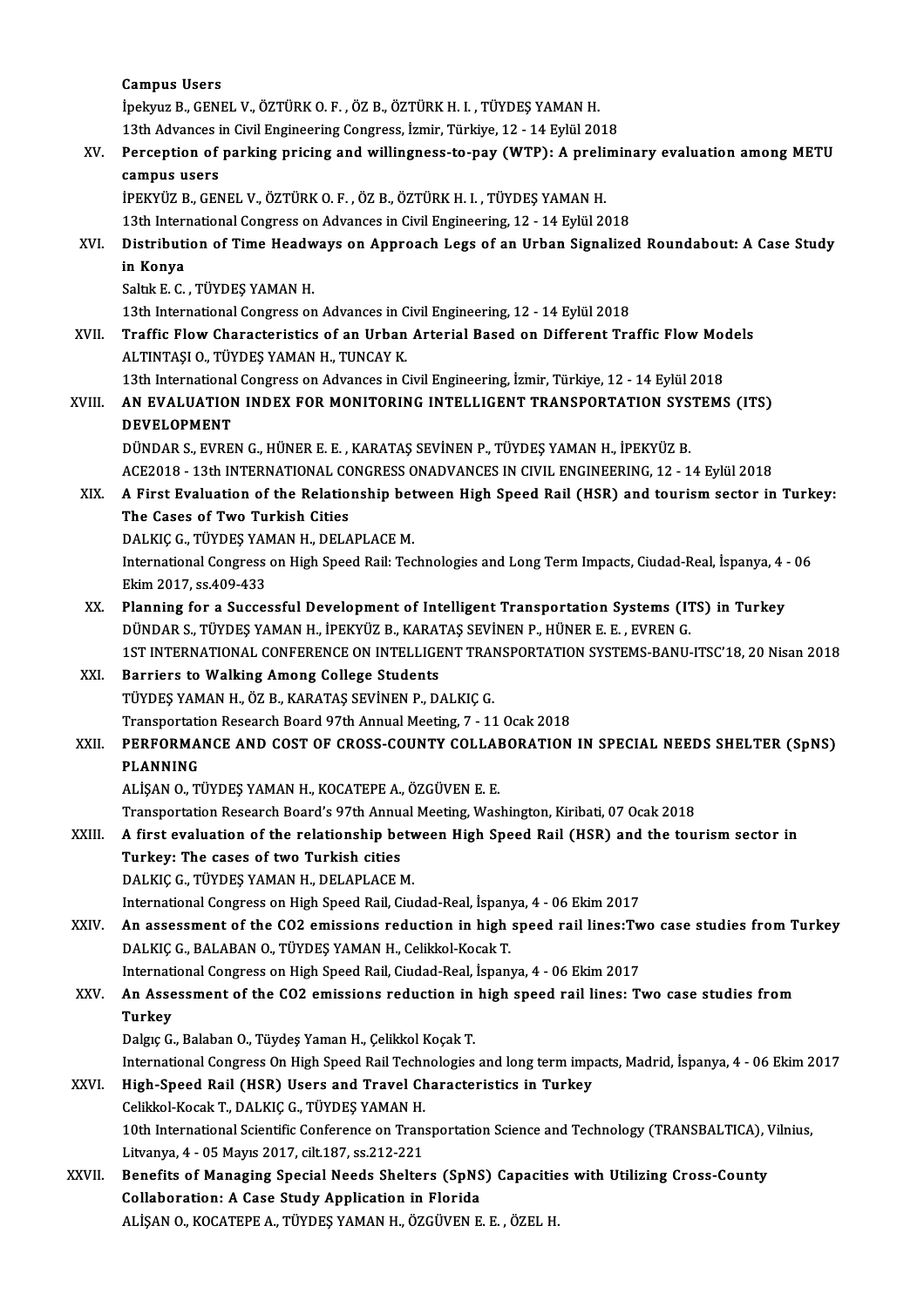Campus Users
İpekyuz B., GENEL V., ÖZTÜRK O. F. , ÖZ B., ÖZTÜRK H. I. , TÜYDEŞ YAMAN H.
13th Advances in Civil Engineering Congress, İzmir, Türkiye, 12 - 14 Eylül 2018

XV. **Perception of parking pricing and willingness-to-pay (WTP): A preliminary evaluation among METU campus users**
İPEKYÜZ B., GENEL V., ÖZTÜRK O. F. , ÖZ B., ÖZTÜRK H. I. , TÜYDEŞ YAMAN H.
13th International Congress on Advances in Civil Engineering, 12 - 14 Eylül 2018

XVI. **Distribution of Time Headways on Approach Legs of an Urban Signalized Roundabout: A Case Study in Konya**
Saltık E. C. , TÜYDEŞ YAMAN H.
13th International Congress on Advances in Civil Engineering, 12 - 14 Eylül 2018

XVII. **Traffic Flow Characteristics of an Urban Arterial Based on Different Traffic Flow Models**
ALTINTAŞI O., TÜYDEŞ YAMAN H., TUNCAY K.
13th International Congress on Advances in Civil Engineering, İzmir, Türkiye, 12 - 14 Eylül 2018

XVIII. **AN EVALUATION INDEX FOR MONITORING INTELLIGENT TRANSPORTATION SYSTEMS (ITS) DEVELOPMENT**
DÜNDAR S., EVREN G., HÜNER E. E. , KARATAŞ SEVİNEN P., TÜYDEŞ YAMAN H., İPEKYÜZ B.
ACE2018 - 13th INTERNATIONAL CONGRESS ONADVANCES IN CIVIL ENGINEERING, 12 - 14 Eylül 2018

XIX. **A First Evaluation of the Relationship between High Speed Rail (HSR) and tourism sector in Turkey: The Cases of Two Turkish Cities**
DALKIÇ G., TÜYDEŞ YAMAN H., DELAPLACE M.
International Congress on High Speed Rail: Technologies and Long Term Impacts, Ciudad-Real, İspanya, 4 - 06 Ekim 2017, ss.409-433

XX. **Planning for a Successful Development of Intelligent Transportation Systems (ITS) in Turkey**
DÜNDAR S., TÜYDEŞ YAMAN H., İPEKYÜZ B., KARATAŞ SEVİNEN P., HÜNER E. E. , EVREN G.
1ST INTERNATIONAL CONFERENCE ON INTELLIGENT TRANSPORTATION SYSTEMS-BANU-ITSC'18, 20 Nisan 2018

XXI. **Barriers to Walking Among College Students**
TÜYDEŞ YAMAN H., ÖZ B., KARATAŞ SEVİNEN P., DALKIÇ G.
Transportation Research Board 97th Annual Meeting, 7 - 11 Ocak 2018

XXII. **PERFORMANCE AND COST OF CROSS-COUNTY COLLABORATION IN SPECIAL NEEDS SHELTER (SpNS) PLANNING**
ALİŞAN O., TÜYDEŞ YAMAN H., KOCATEPE A., ÖZGÜVEN E. E.
Transportation Research Board's 97th Annual Meeting, Washington, Kiribati, 07 Ocak 2018

XXIII. **A first evaluation of the relationship between High Speed Rail (HSR) and the tourism sector in Turkey: The cases of two Turkish cities**
DALKIÇ G., TÜYDEŞ YAMAN H., DELAPLACE M.
International Congress on High Speed Rail, Ciudad-Real, İspanya, 4 - 06 Ekim 2017

XXIV. **An assessment of the CO2 emissions reduction in high speed rail lines:Two case studies from Turkey**
DALKIÇ G., BALABAN O., TÜYDEŞ YAMAN H., Celikkol-Kocak T.
International Congress on High Speed Rail, Ciudad-Real, İspanya, 4 - 06 Ekim 2017

XXV. **An Assessment of the CO2 emissions reduction in high speed rail lines: Two case studies from Turkey**
Dalgıç G., Balaban O., Tüydeş Yaman H., Çelikkol Koçak T.
International Congress On High Speed Rail Technologies and long term impacts, Madrid, İspanya, 4 - 06 Ekim 2017

XXVI. **High-Speed Rail (HSR) Users and Travel Characteristics in Turkey**
Celikkol-Kocak T., DALKIÇ G., TÜYDEŞ YAMAN H.
10th International Scientific Conference on Transportation Science and Technology (TRANSBALTICA), Vilnius, Litvanya, 4 - 05 Mayıs 2017, cilt.187, ss.212-221

XXVII. **Benefits of Managing Special Needs Shelters (SpNS) Capacities with Utilizing Cross-County Collaboration: A Case Study Application in Florida**
ALİŞAN O., KOCATEPE A., TÜYDEŞ YAMAN H., ÖZGÜVEN E. E. , ÖZEL H.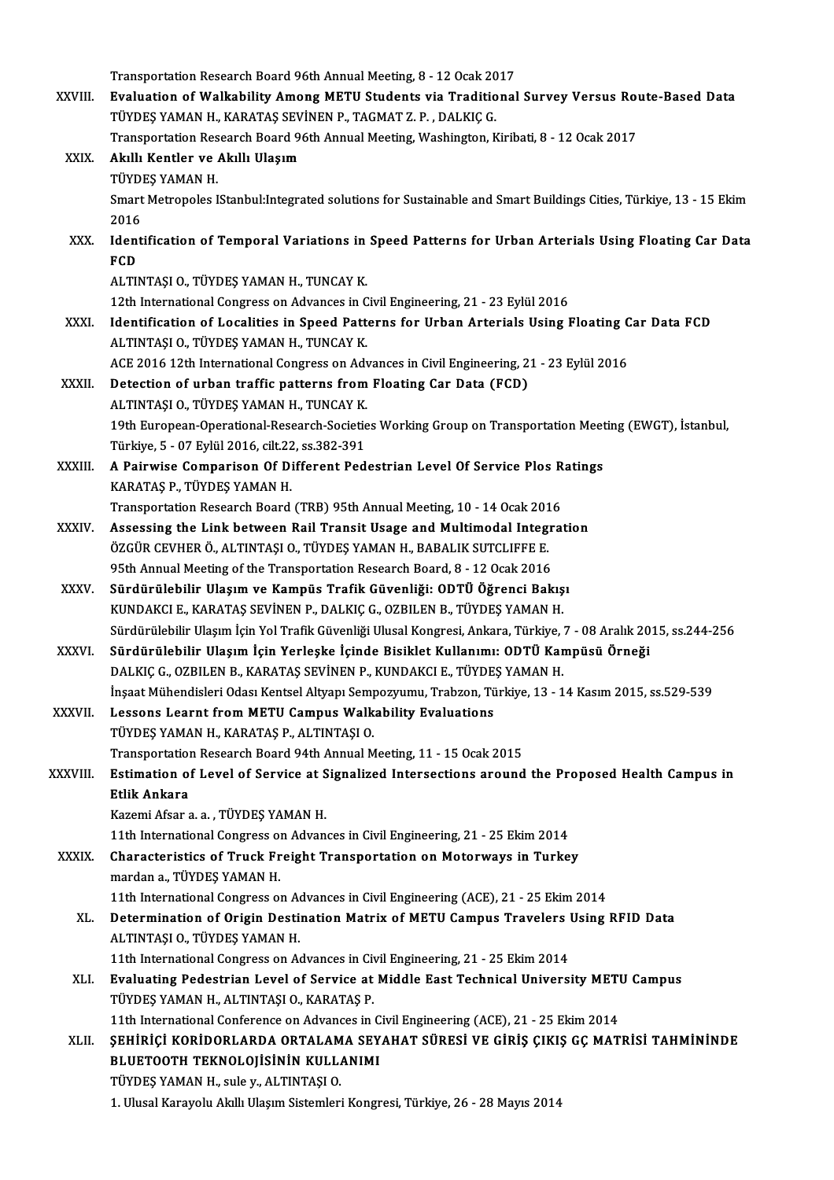Transportation Research Board 96th Annual Meeting, 8 - 12 Ocak 2017

XXVIII. **Evaluation of Walkability Among METU Students via Traditional Survey Versus Route-Based Data**
TÜYDEŞ YAMAN H., KARATAŞ SEVİNEN P., TAGMAT Z. P. , DALKIÇ G.
Transportation Research Board 96th Annual Meeting, Washington, Kiribati, 8 - 12 Ocak 2017

XXIX. **Akıllı Kentler ve Akıllı Ulaşım**
TÜYDEŞ YAMAN H.
Smart Metropoles IStanbul:Integrated solutions for Sustainable and Smart Buildings Cities, Türkiye, 13 - 15 Ekim 2016

XXX. **Identification of Temporal Variations in Speed Patterns for Urban Arterials Using Floating Car Data FCD**
ALTINTAŞI O., TÜYDEŞ YAMAN H., TUNCAY K.
12th International Congress on Advances in Civil Engineering, 21 - 23 Eylül 2016

XXXI. **Identification of Localities in Speed Patterns for Urban Arterials Using Floating Car Data FCD**
ALTINTAŞI O., TÜYDEŞ YAMAN H., TUNCAY K.
ACE 2016 12th International Congress on Advances in Civil Engineering, 21 - 23 Eylül 2016

XXXII. **Detection of urban traffic patterns from Floating Car Data (FCD)**
ALTINTAŞI O., TÜYDEŞ YAMAN H., TUNCAY K.
19th European-Operational-Research-Societies Working Group on Transportation Meeting (EWGT), İstanbul, Türkiye, 5 - 07 Eylül 2016, cilt.22, ss.382-391

XXXIII. **A Pairwise Comparison Of Different Pedestrian Level Of Service Plos Ratings**
KARATAŞ P., TÜYDEŞ YAMAN H.
Transportation Research Board (TRB) 95th Annual Meeting, 10 - 14 Ocak 2016

XXXIV. **Assessing the Link between Rail Transit Usage and Multimodal Integration**
ÖZGÜR CEVHER Ö., ALTINTAŞI O., TÜYDEŞ YAMAN H., BABALIK SUTCLIFFE E.
95th Annual Meeting of the Transportation Research Board, 8 - 12 Ocak 2016

XXXV. **Sürdürülebilir Ulaşım ve Kampüs Trafik Güvenliği: ODTÜ Öğrenci Bakışı**
KUNDAKCI E., KARATAŞ SEVİNEN P., DALKIÇ G., OZBILEN B., TÜYDEŞ YAMAN H.
Sürdürülebilir Ulaşım İçin Yol Trafik Güvenliği Ulusal Kongresi, Ankara, Türkiye, 7 - 08 Aralık 2015, ss.244-256

XXXVI. **Sürdürülebilir Ulaşım İçin Yerleşke İçinde Bisiklet Kullanımı: ODTÜ Kampüsü Örneği**
DALKIÇ G., OZBILEN B., KARATAŞ SEVİNEN P., KUNDAKCI E., TÜYDEŞ YAMAN H.
İnşaat Mühendisleri Odası Kentsel Altyapı Sempozyumu, Trabzon, Türkiye, 13 - 14 Kasım 2015, ss.529-539

XXXVII. **Lessons Learnt from METU Campus Walkability Evaluations**
TÜYDEŞ YAMAN H., KARATAŞ P., ALTINTAŞI O.
Transportation Research Board 94th Annual Meeting, 11 - 15 Ocak 2015

XXXVIII. **Estimation of Level of Service at Signalized Intersections around the Proposed Health Campus in Etlik Ankara**
Kazemi Afsar a. a. , TÜYDEŞ YAMAN H.
11th International Congress on Advances in Civil Engineering, 21 - 25 Ekim 2014

XXXIX. **Characteristics of Truck Freight Transportation on Motorways in Turkey**
mardan a., TÜYDEŞ YAMAN H.
11th International Congress on Advances in Civil Engineering (ACE), 21 - 25 Ekim 2014

XL. **Determination of Origin Destination Matrix of METU Campus Travelers Using RFID Data**
ALTINTAŞI O., TÜYDEŞ YAMAN H.
11th International Congress on Advances in Civil Engineering, 21 - 25 Ekim 2014

XLI. **Evaluating Pedestrian Level of Service at Middle East Technical University METU Campus**
TÜYDEŞ YAMAN H., ALTINTAŞI O., KARATAŞ P.
11th International Conference on Advances in Civil Engineering (ACE), 21 - 25 Ekim 2014

XLII. **ŞEHİRİÇİ KORİDORLARDA ORTALAMA SEYAHAT SÜRESİ VE GİRİŞ ÇIKIŞ GÇ MATRİSİ TAHMİNİNDE BLUETOOTH TEKNOLOJİSİNİN KULLANIMI**
TÜYDEŞ YAMAN H., sule y., ALTINTAŞI O.
1. Ulusal Karayolu Akıllı Ulaşım Sistemleri Kongresi, Türkiye, 26 - 28 Mayıs 2014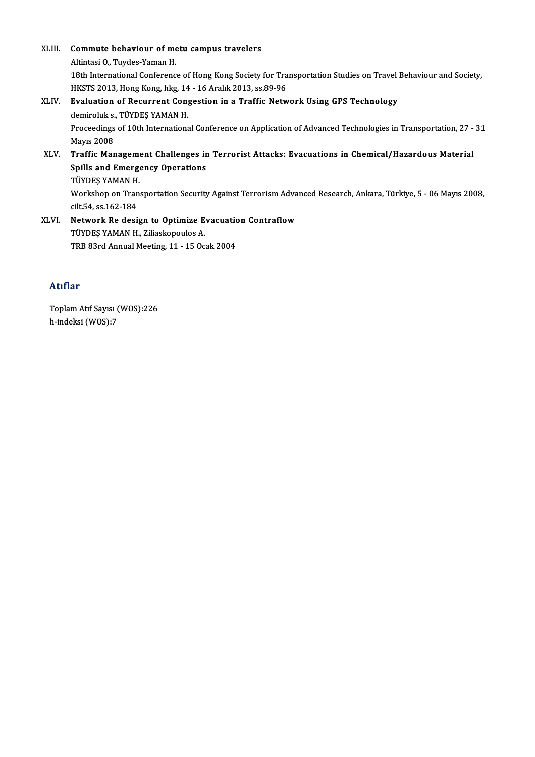XLIII. **Commute behaviour of metu campus travelers**
Altintasi O., Tuydes-Yaman H.
18th International Conference of Hong Kong Society for Transportation Studies on Travel Behaviour and Society, HKSTS 2013, Hong Kong, hkg, 14 - 16 Aralık 2013, ss.89-96

XLIV. **Evaluation of Recurrent Congestion in a Traffic Network Using GPS Technology**
demiroluk s., TÜYDEŞ YAMAN H.
Proceedings of 10th International Conference on Application of Advanced Technologies in Transportation, 27 - 31 Mayıs 2008

XLV. **Traffic Management Challenges in Terrorist Attacks: Evacuations in Chemical/Hazardous Material Spills and Emergency Operations**
TÜYDEŞ YAMAN H.
Workshop on Transportation Security Against Terrorism Advanced Research, Ankara, Türkiye, 5 - 06 Mayıs 2008, cilt.54, ss.162-184

XLVI. **Network Re design to Optimize Evacuation Contraflow**
TÜYDEŞ YAMAN H., Ziliaskopoulos A.
TRB 83rd Annual Meeting, 11 - 15 Ocak 2004

## Atıflar

Toplam Atıf Sayısı (WOS):226
h-indeksi (WOS):7